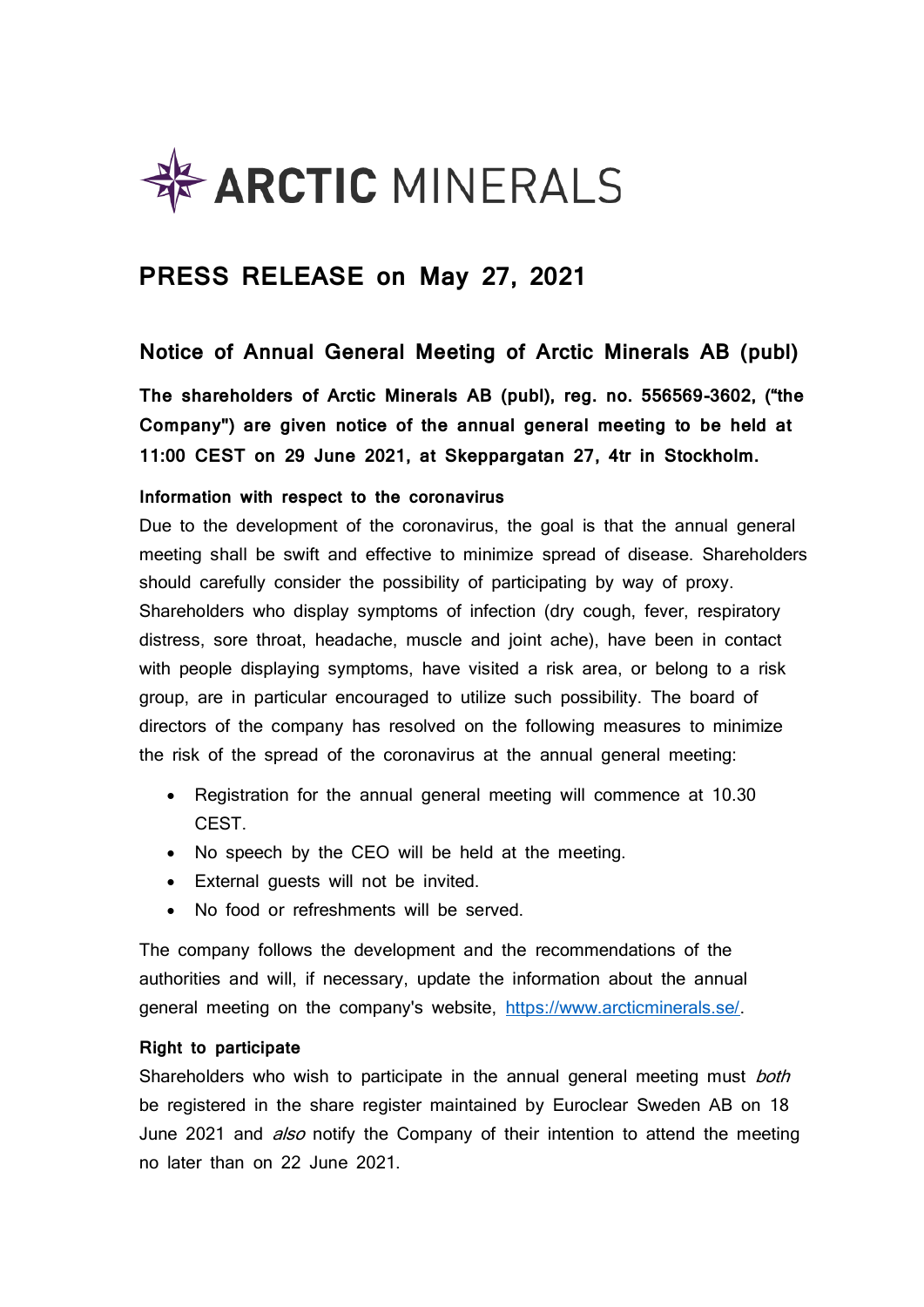ARCTIC MINERALS

# PRESS RELEASE on May 27, 2021

## Notice of Annual General Meeting of Arctic Minerals AB (publ)

**The shareholders of Arctic Minerals AB (publ), reg. no. 556569-3602, ("the Company") are given notice of the annual general meeting to be held at 11:00 CEST on 29 June 2021, at Skeppargatan 27, 4tr in Stockholm.**

### Information with respect to the coronavirus

Due to the development of the coronavirus, the goal is that the annual general meeting shall be swift and effective to minimize spread of disease. Shareholders should carefully consider the possibility of participating by way of proxy. Shareholders who display symptoms of infection (dry cough, fever, respiratory distress, sore throat, headache, muscle and joint ache), have been in contact with people displaying symptoms, have visited a risk area, or belong to a risk group, are in particular encouraged to utilize such possibility. The board of directors of the company has resolved on the following measures to minimize the risk of the spread of the coronavirus at the annual general meeting:

- Registration for the annual general meeting will commence at 10.30 CEST.
- No speech by the CEO will be held at the meeting.
- External guests will not be invited.
- No food or refreshments will be served.

The company follows the development and the recommendations of the authorities and will, if necessary, update the information about the annual general meeting on the company's website, https://www.arcticminerals.se/.

### Right to participate

Shareholders who wish to participate in the annual general meeting must *both* be registered in the share register maintained by Euroclear Sweden AB on 18 June 2021 and *also* notify the Company of their intention to attend the meeting no later than on 22 June 2021.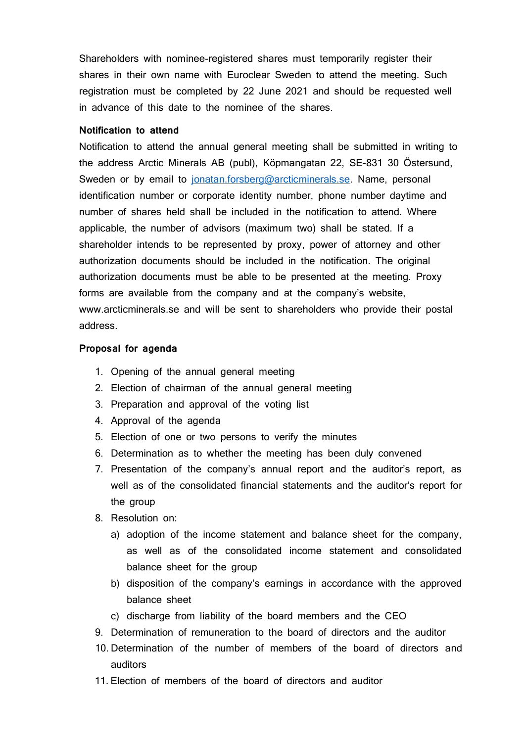Shareholders with nominee-registered shares must temporarily register their shares in their own name with Euroclear Sweden to attend the meeting. Such registration must be completed by 22 June 2021 and should be requested well in advance of this date to the nominee of the shares.

**Notification to attend**

Notification to attend the annual general meeting shall be submitted in writing to the address Arctic Minerals AB (publ), Köpmangatan 22, SE-831 30 Östersund, Sweden or by email to jonatan.forsberg@arcticminerals.se. Name, personal identification number or corporate identity number, phone number daytime and number of shares held shall be included in the notification to attend. Where applicable, the number of advisors (maximum two) shall be stated. If a shareholder intends to be represented by proxy, power of attorney and other authorization documents should be included in the notification. The original authorization documents must be able to be presented at the meeting. Proxy forms are available from the company and at the company's website, www.arcticminerals.se and will be sent to shareholders who provide their postal address.

**Proposal for agenda**

1. Opening of the annual general meeting
2. Election of chairman of the annual general meeting
3. Preparation and approval of the voting list
4. Approval of the agenda
5. Election of one or two persons to verify the minutes
6. Determination as to whether the meeting has been duly convened
7. Presentation of the company's annual report and the auditor's report, as well as of the consolidated financial statements and the auditor's report for the group
8. Resolution on:
   a) adoption of the income statement and balance sheet for the company, as well as of the consolidated income statement and consolidated balance sheet for the group
   b) disposition of the company's earnings in accordance with the approved balance sheet
   c) discharge from liability of the board members and the CEO
9. Determination of remuneration to the board of directors and the auditor
10. Determination of the number of members of the board of directors and auditors
11. Election of members of the board of directors and auditor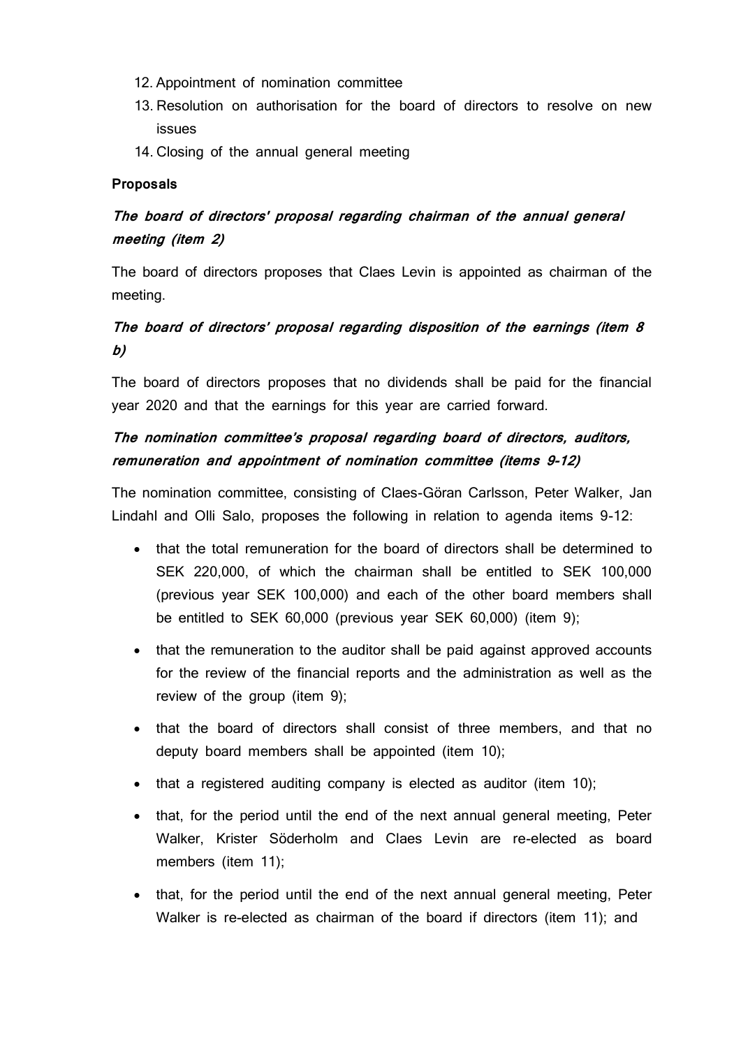12. Appointment of nomination committee
13. Resolution on authorisation for the board of directors to resolve on new issues
14. Closing of the annual general meeting

**Proposals**

***The board of directors' proposal regarding chairman of the annual general meeting (item 2)***

The board of directors proposes that Claes Levin is appointed as chairman of the meeting.

***The board of directors' proposal regarding disposition of the earnings (item 8 b)***

The board of directors proposes that no dividends shall be paid for the financial year 2020 and that the earnings for this year are carried forward.

***The nomination committee's proposal regarding board of directors, auditors, remuneration and appointment of nomination committee (items 9-12)***

The nomination committee, consisting of Claes-Göran Carlsson, Peter Walker, Jan Lindahl and Olli Salo, proposes the following in relation to agenda items 9-12:

- that the total remuneration for the board of directors shall be determined to SEK 220,000, of which the chairman shall be entitled to SEK 100,000 (previous year SEK 100,000) and each of the other board members shall be entitled to SEK 60,000 (previous year SEK 60,000) (item 9);
- that the remuneration to the auditor shall be paid against approved accounts for the review of the financial reports and the administration as well as the review of the group (item 9);
- that the board of directors shall consist of three members, and that no deputy board members shall be appointed (item 10);
- that a registered auditing company is elected as auditor (item 10);
- that, for the period until the end of the next annual general meeting, Peter Walker, Krister Söderholm and Claes Levin are re-elected as board members (item 11);
- that, for the period until the end of the next annual general meeting, Peter Walker is re-elected as chairman of the board if directors (item 11); and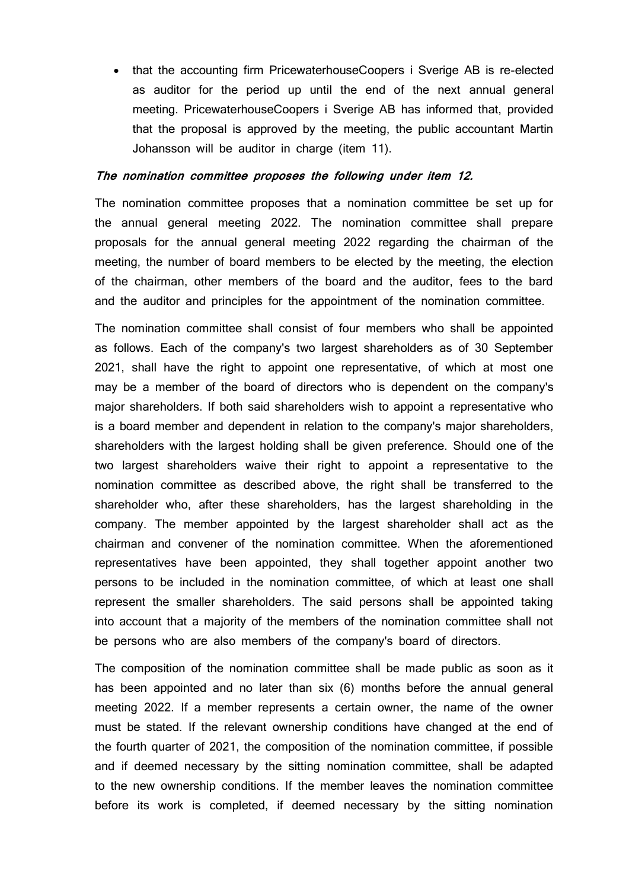- that the accounting firm PricewaterhouseCoopers i Sverige AB is re-elected as auditor for the period up until the end of the next annual general meeting. PricewaterhouseCoopers i Sverige AB has informed that, provided that the proposal is approved by the meeting, the public accountant Martin Johansson will be auditor in charge (item 11).

***The nomination committee proposes the following under item 12.***

The nomination committee proposes that a nomination committee be set up for the annual general meeting 2022. The nomination committee shall prepare proposals for the annual general meeting 2022 regarding the chairman of the meeting, the number of board members to be elected by the meeting, the election of the chairman, other members of the board and the auditor, fees to the bard and the auditor and principles for the appointment of the nomination committee.

The nomination committee shall consist of four members who shall be appointed as follows. Each of the company's two largest shareholders as of 30 September 2021, shall have the right to appoint one representative, of which at most one may be a member of the board of directors who is dependent on the company's major shareholders. If both said shareholders wish to appoint a representative who is a board member and dependent in relation to the company's major shareholders, shareholders with the largest holding shall be given preference. Should one of the two largest shareholders waive their right to appoint a representative to the nomination committee as described above, the right shall be transferred to the shareholder who, after these shareholders, has the largest shareholding in the company. The member appointed by the largest shareholder shall act as the chairman and convener of the nomination committee. When the aforementioned representatives have been appointed, they shall together appoint another two persons to be included in the nomination committee, of which at least one shall represent the smaller shareholders. The said persons shall be appointed taking into account that a majority of the members of the nomination committee shall not be persons who are also members of the company's board of directors.

The composition of the nomination committee shall be made public as soon as it has been appointed and no later than six (6) months before the annual general meeting 2022. If a member represents a certain owner, the name of the owner must be stated. If the relevant ownership conditions have changed at the end of the fourth quarter of 2021, the composition of the nomination committee, if possible and if deemed necessary by the sitting nomination committee, shall be adapted to the new ownership conditions. If the member leaves the nomination committee before its work is completed, if deemed necessary by the sitting nomination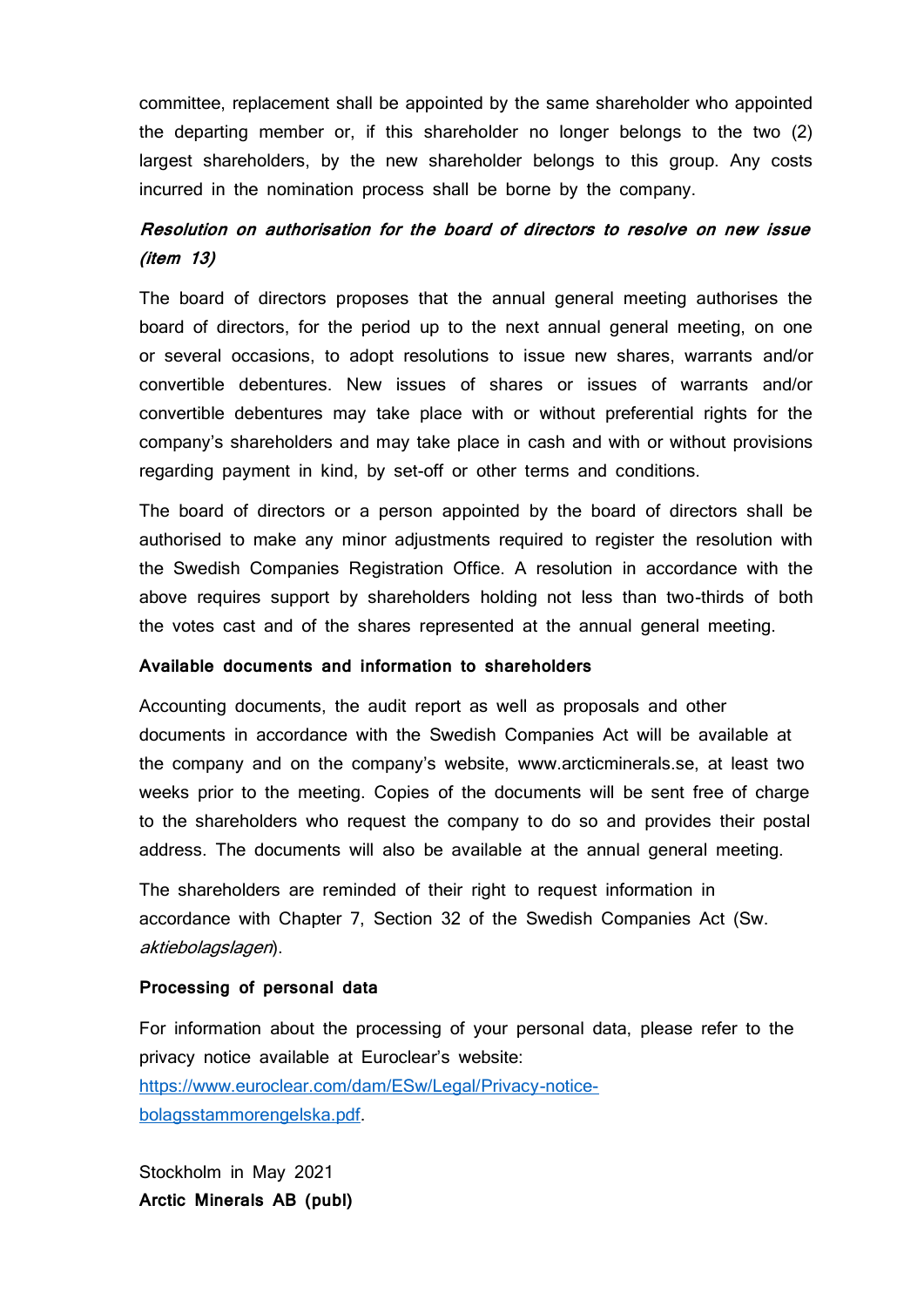committee, replacement shall be appointed by the same shareholder who appointed the departing member or, if this shareholder no longer belongs to the two (2) largest shareholders, by the new shareholder belongs to this group. Any costs incurred in the nomination process shall be borne by the company.

***Resolution on authorisation for the board of directors to resolve on new issue (item 13)***

The board of directors proposes that the annual general meeting authorises the board of directors, for the period up to the next annual general meeting, on one or several occasions, to adopt resolutions to issue new shares, warrants and/or convertible debentures. New issues of shares or issues of warrants and/or convertible debentures may take place with or without preferential rights for the company's shareholders and may take place in cash and with or without provisions regarding payment in kind, by set-off or other terms and conditions.

The board of directors or a person appointed by the board of directors shall be authorised to make any minor adjustments required to register the resolution with the Swedish Companies Registration Office. A resolution in accordance with the above requires support by shareholders holding not less than two-thirds of both the votes cast and of the shares represented at the annual general meeting.

**Available documents and information to shareholders**

Accounting documents, the audit report as well as proposals and other documents in accordance with the Swedish Companies Act will be available at the company and on the company's website, www.arcticminerals.se, at least two weeks prior to the meeting. Copies of the documents will be sent free of charge to the shareholders who request the company to do so and provides their postal address. The documents will also be available at the annual general meeting.

The shareholders are reminded of their right to request information in accordance with Chapter 7, Section 32 of the Swedish Companies Act (Sw. *aktiebolagslagen*).

**Processing of personal data**

For information about the processing of your personal data, please refer to the privacy notice available at Euroclear's website: [https://www.euroclear.com/dam/ESw/Legal/Privacy-notice-bolagsstammorengelska.pdf](https://www.euroclear.com/dam/ESw/Legal/Privacy-notice-bolagsstammorengelska.pdf).

Stockholm in May 2021
**Arctic Minerals AB (publ)**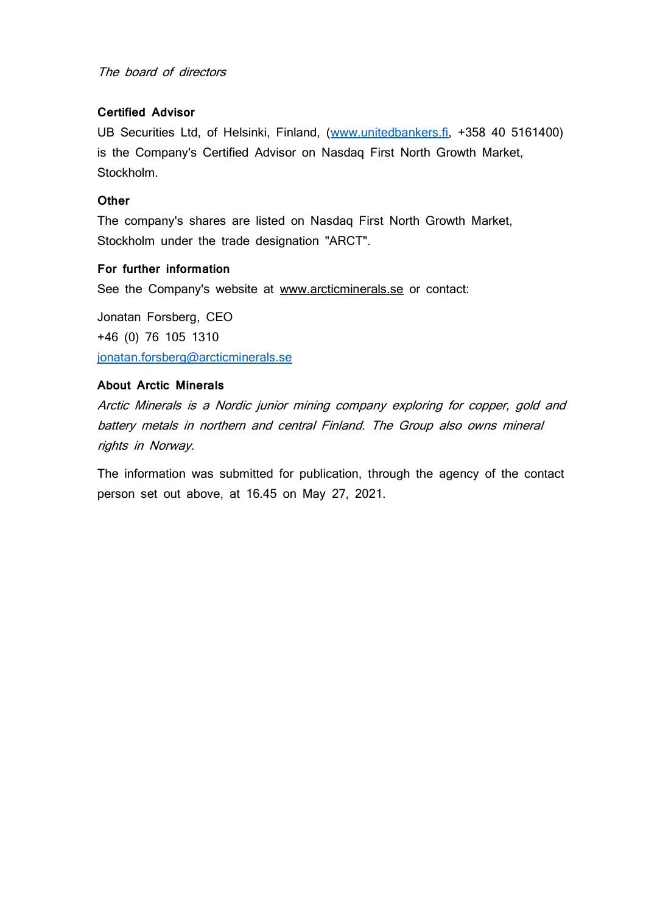*The board of directors*

**Certified Advisor**

UB Securities Ltd, of Helsinki, Finland, (www.unitedbankers.fi, +358 40 5161400) is the Company's Certified Advisor on Nasdaq First North Growth Market, Stockholm.

**Other**

The company's shares are listed on Nasdaq First North Growth Market, Stockholm under the trade designation "ARCT".

**For further information**

See the Company's website at www.arcticminerals.se or contact:

Jonatan Forsberg, CEO
+46 (0) 76 105 1310
jonatan.forsberg@arcticminerals.se

**About Arctic Minerals**

*Arctic Minerals is a Nordic junior mining company exploring for copper, gold and battery metals in northern and central Finland. The Group also owns mineral rights in Norway.*

The information was submitted for publication, through the agency of the contact person set out above, at 16.45 on May 27, 2021.